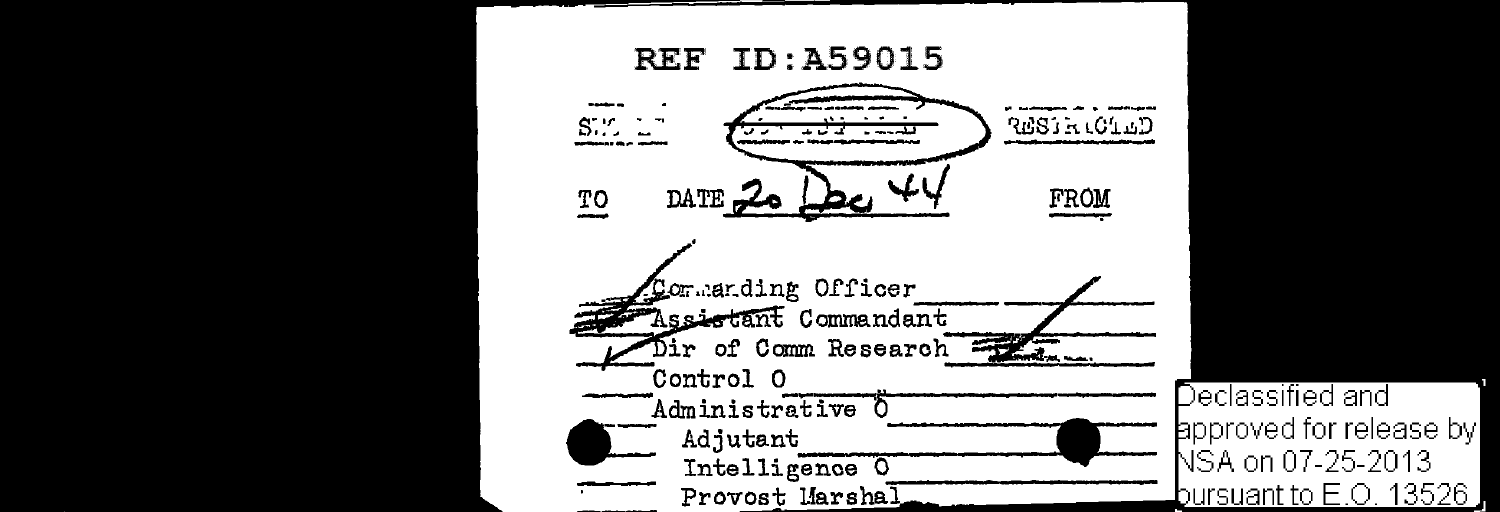REF ID:A59015

SECRET ~~TOP SECRET~~ RESTRICTED

TO DATE 20 Dec 44 FROM

Commanding Officer
~~Assistant~~ Commandant
Dir of Comm Research
Control O
Administrative O
Adjutant
Intelligence O
Provost Marshal

Declassified and approved for release by NSA on 07-25-2013 pursuant to E.O. 13526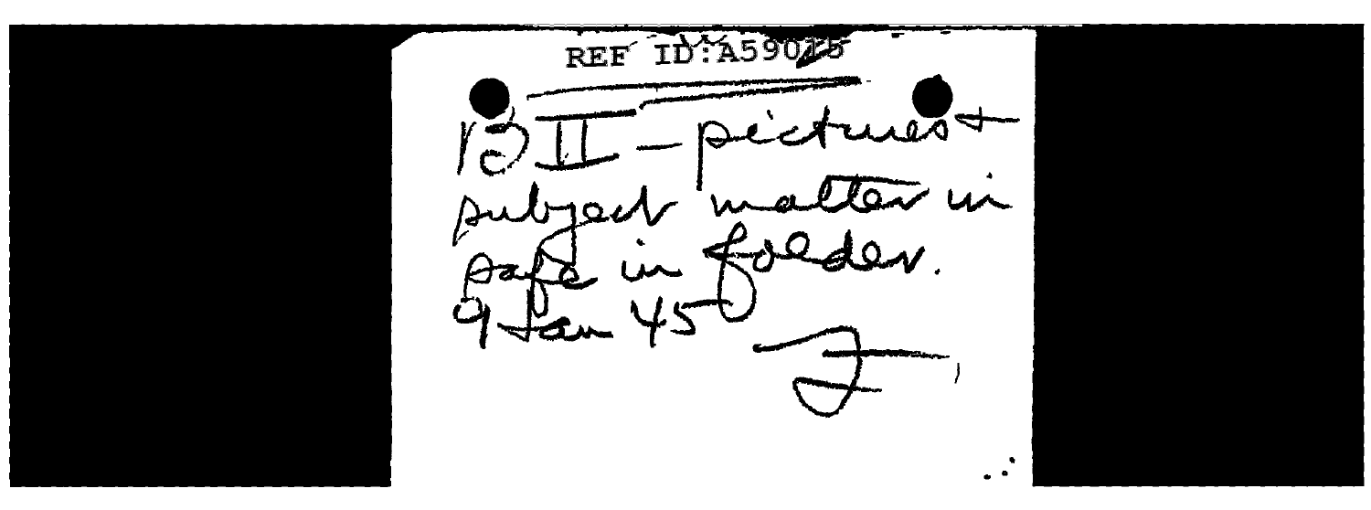REF ID:A59025

13 II – pictures + subject matter in safe in folder.
9 Jan 45

F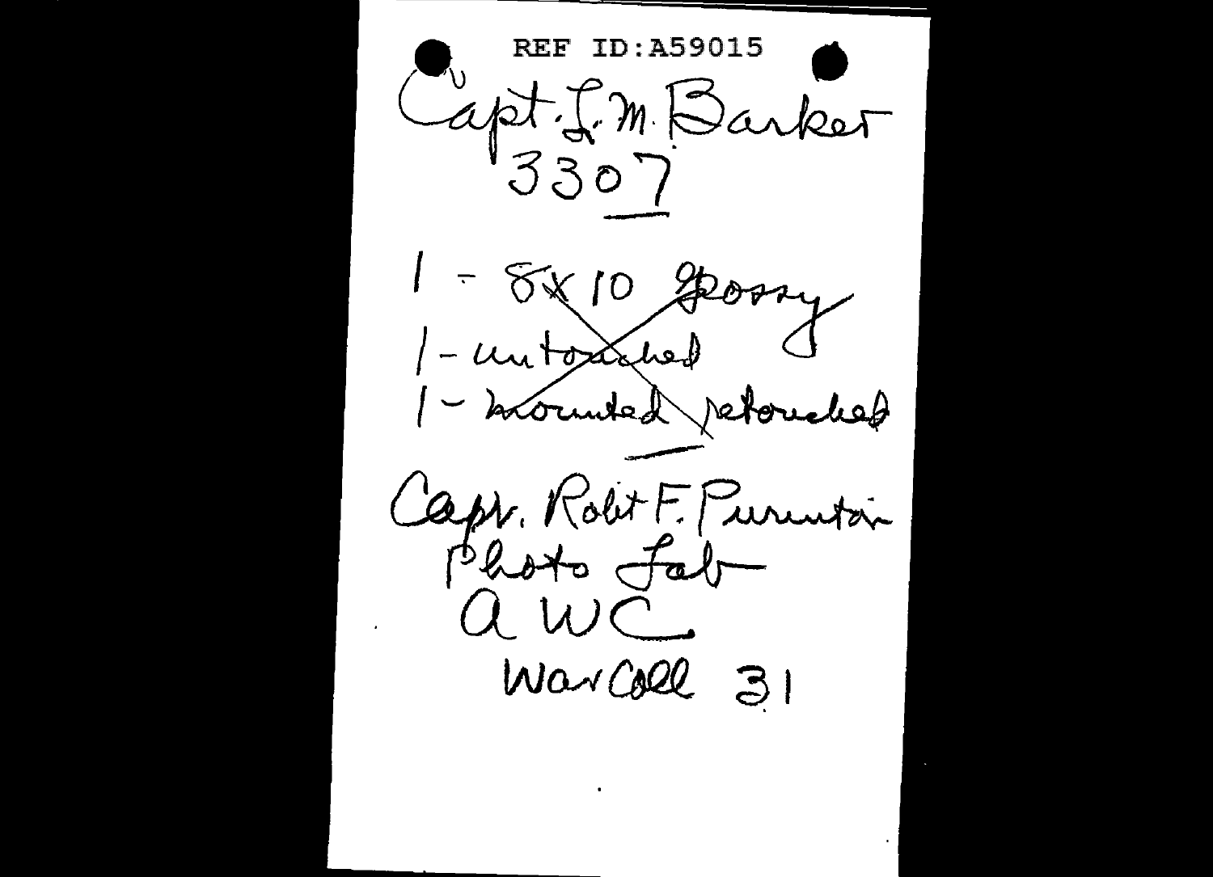REF ID:A59015

Capt. L. M. Barker
3307

~~1 - 8x10 glossy~~
~~1 - untouched~~
~~1 - mounted retouched~~

Capt. Robt F. Purinton
Photo Lab
AWC
War Coll 31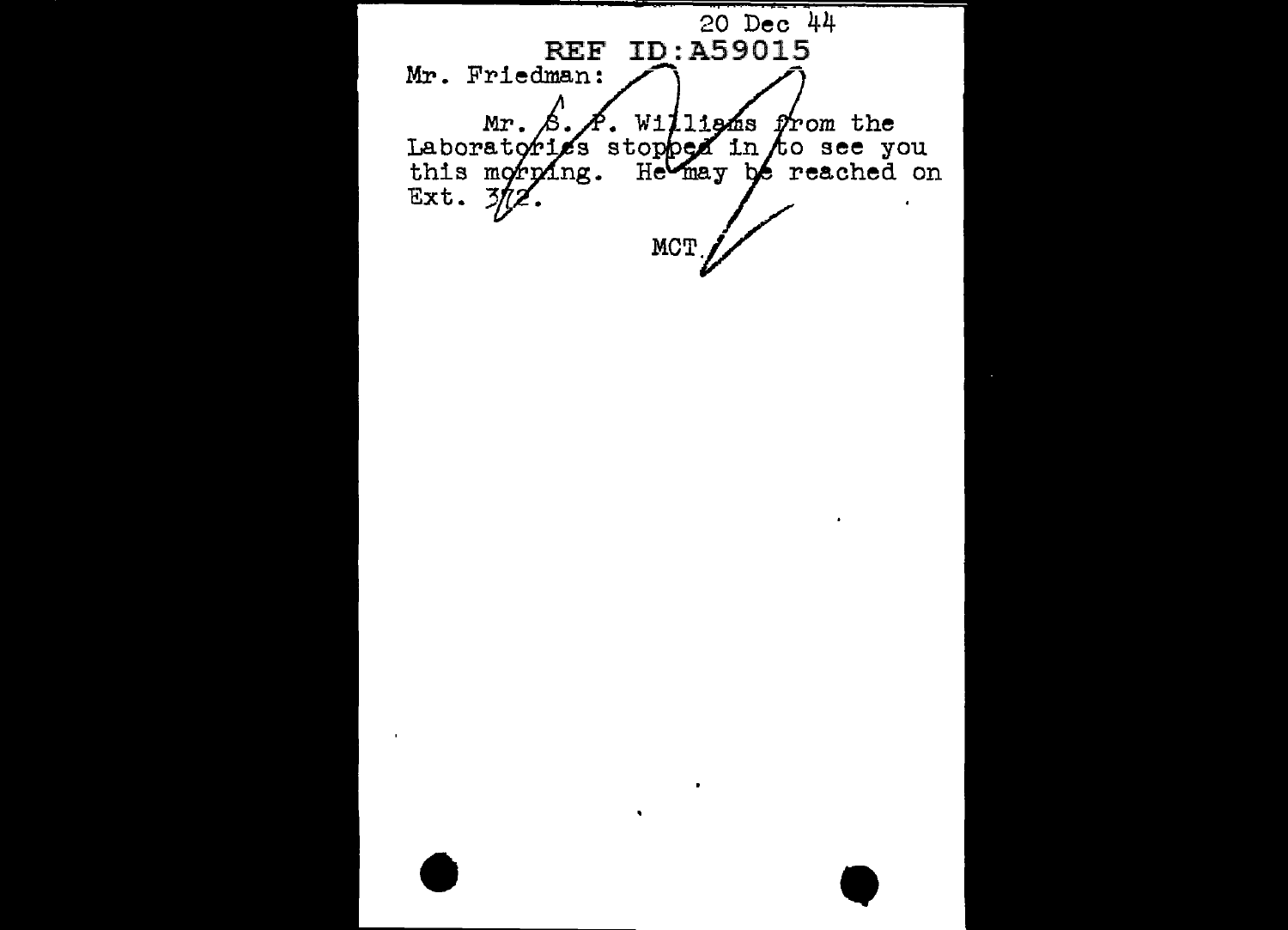20 Dec 44

REF ID:A59015

Mr. Friedman:

Mr. S. P. Williams from the Laboratories stopped in to see you this morning. He may be reached on Ext. 372.

MCT.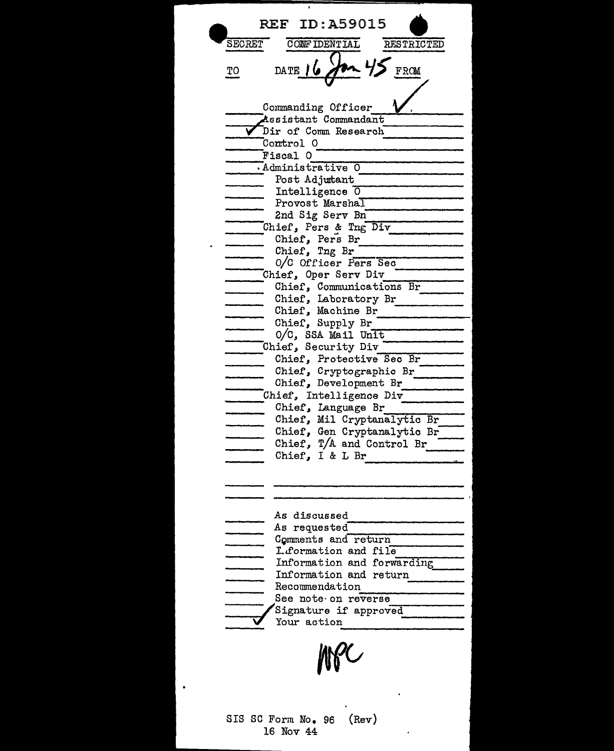REF ID:A59015

SECRET CONFIDENTIAL RESTRICTED

TO DATE 16 Jan 45 FROM ✓

- Commanding Officer ✓
- ✓ Assistant Commandant
- ✓ Dir of Comm Research
- Control O
- Fiscal O
- Administrative O
  - Post Adjutant
  - Intelligence O
  - Provost Marshal
  - 2nd Sig Serv Bn
- Chief, Pers & Tng Div
  - Chief, Pers Br
  - Chief, Tng Br
  - O/C Officer Pers Sec
- Chief, Oper Serv Div
  - Chief, Communications Br
  - Chief, Laboratory Br
  - Chief, Machine Br
  - Chief, Supply Br
  - O/C, SSA Mail Unit
- Chief, Security Div
  - Chief, Protective Sec Br
  - Chief, Cryptographic Br
  - Chief, Development Br
- Chief, Intelligence Div
  - Chief, Language Br
  - Chief, Mil Cryptanalytic Br
  - Chief, Gen Cryptanalytic Br
  - Chief, T/A and Control Br
  - Chief, I & L Br

- As discussed
- As requested
- Comments and return
- Information and file
- Information and forwarding
- Information and return
- Recommendation
- See note on reverse
- ✓ Signature if approved
- ✓ Your action

WPC

SIS SC Form No. 96 (Rev)
16 Nov 44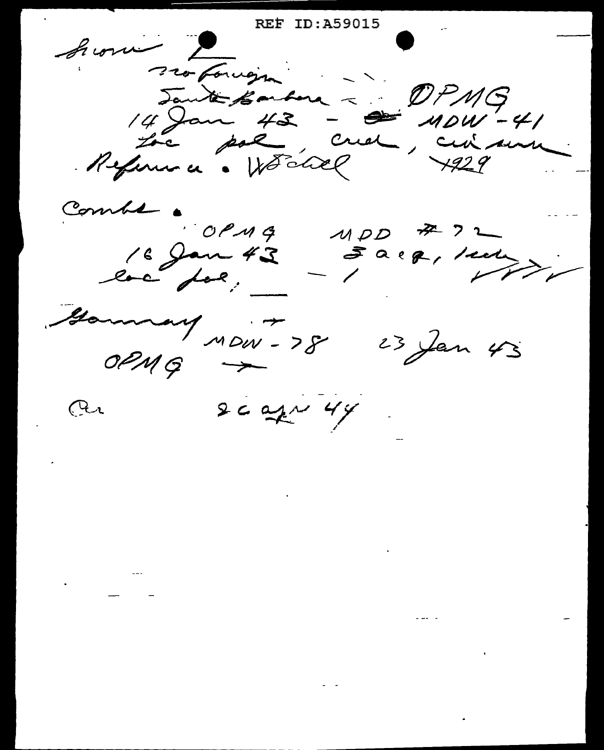REF ID:A59015

Brown 2
Pro Foreign
Santa Barbara - OPMG
14 Jan 43 - MDW-41
Loc pol, cred, civ num
Reference. WSC 1929

Combs.
OPMG MDD #72
16 Jan 43 - 3 acq, ...
loc pol; - /

Gammay MDW-78 23 Jan 43
OPMG →

Cur 26 apr 44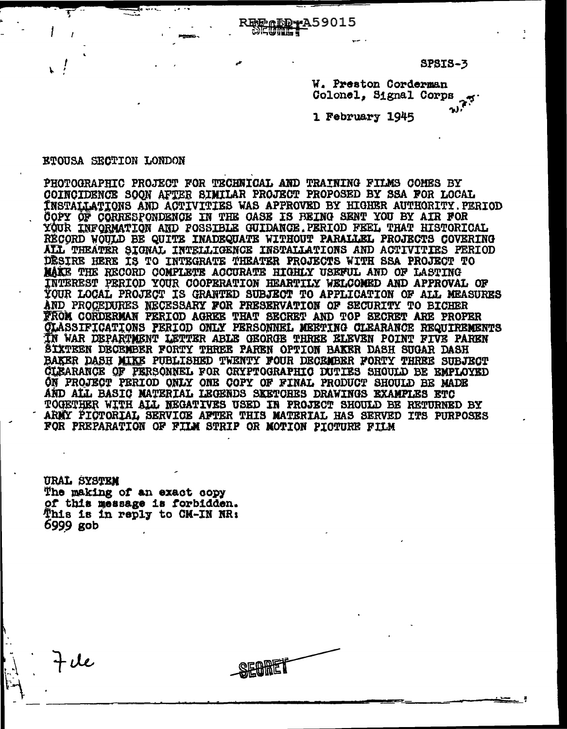REF ID:A59015

SPSIS-3

W. Preston Corderman
Colonel, Signal Corps

1 February 1945

ETOUSA SECTION LONDON

PHOTOGRAPHIC PROJECT FOR TECHNICAL AND TRAINING FILMS COMES BY COINCIDENCE SOON AFTER SIMILAR PROJECT PROPOSED BY SSA FOR LOCAL INSTALLATIONS AND ACTIVITIES WAS APPROVED BY HIGHER AUTHORITY.PERIOD COPY OF CORRESPONDENCE IN THE CASE IS BEING SENT YOU BY AIR FOR YOUR INFORMATION AND POSSIBLE GUIDANCE.PERIOD FEEL THAT HISTORICAL RECORD WOULD BE QUITE INADEQUATE WITHOUT PARALLEL PROJECTS COVERING ALL THEATER SIGNAL INTELLIGENCE INSTALLATIONS AND ACTIVITIES PERIOD DESIRE HERE IS TO INTEGRATE THEATER PROJECTS WITH SSA PROJECT TO MAKE THE RECORD COMPLETE ACCURATE HIGHLY USEFUL AND OF LASTING INTEREST PERIOD YOUR COOPERATION HEARTILY WELCOMED AND APPROVAL OF YOUR LOCAL PROJECT IS GRANTED SUBJECT TO APPLICATION OF ALL MEASURES AND PROCEDURES NECESSARY FOR PRESERVATION OF SECURITY TO BICHER FROM CORDERMAN PERIOD AGREE THAT SECRET AND TOP SECRET ARE PROPER CLASSIFICATIONS PERIOD ONLY PERSONNEL MEETING CLEARANCE REQUIREMENTS IN WAR DEPARTMENT LETTER ABLE GEORGE THREE ELEVEN POINT FIVE PAREN SIXTEEN DECEMBER FORTY THREE PAREN OPTION BAKER DASH SUGAR DASH BAKER DASH MIKE PUBLISHED TWENTY FOUR DECEMBER FORTY THREE SUBJECT CLEARANCE OF PERSONNEL FOR CRYPTOGRAPHIC DUTIES SHOULD BE EMPLOYED ON PROJECT PERIOD ONLY ONE COPY OF FINAL PRODUCT SHOULD BE MADE AND ALL BASIC MATERIAL LEGENDS SKETCHES DRAWINGS EXAMPLES ETC TOGETHER WITH ALL NEGATIVES USED IN PROJECT SHOULD BE RETURNED BY ARMY PICTORIAL SERVICE AFTER THIS MATERIAL HAS SERVED ITS PURPOSES FOR PREPARATION OF FILM STRIP OR MOTION PICTURE FILM

URAL SYSTEM
The making of an exact copy of this message is forbidden.
This is in reply to CM-IN NR: 6999 gob

File

SECRET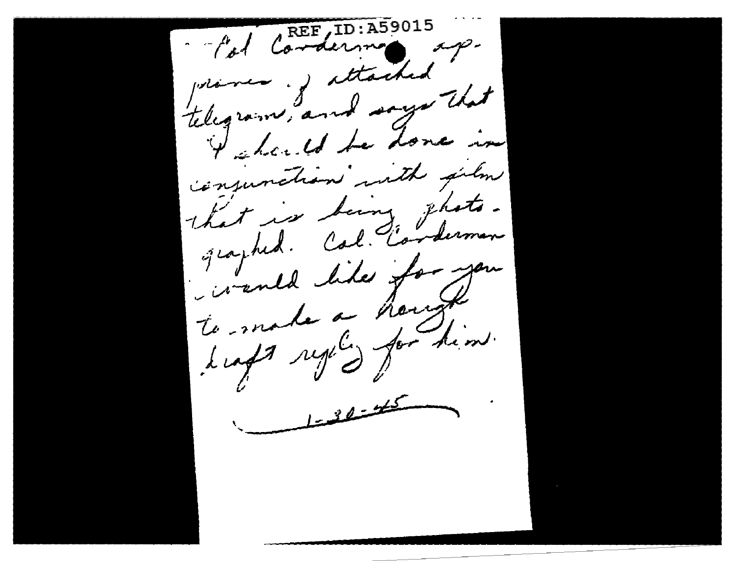REF ID:A59015

Col Corderman approves of attached telegram, and says that it should be done in conjunction with film that is being photographed. Col. Corderman would like for you to make a rough draft reply for him.

1-30-45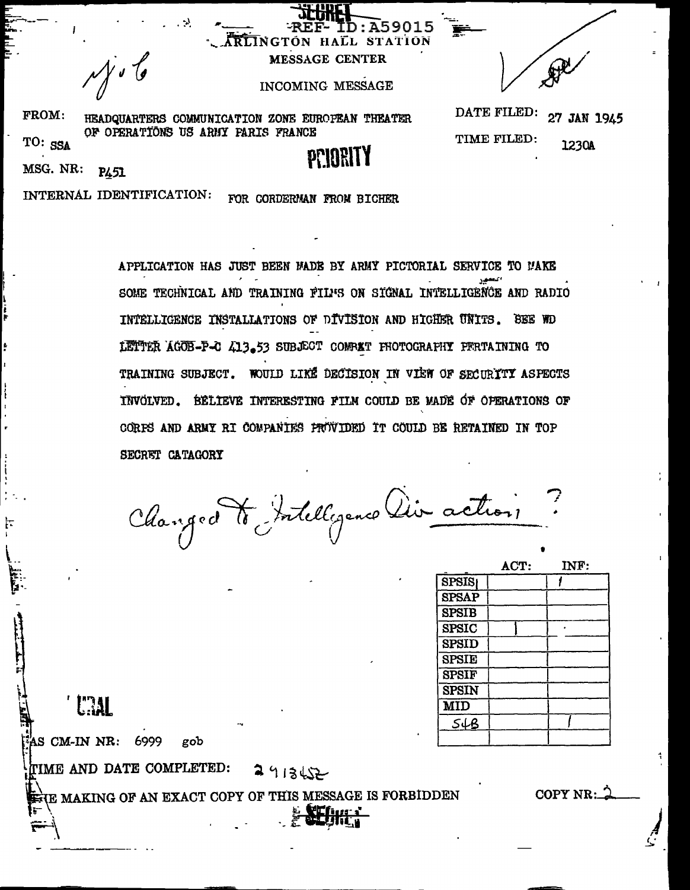SECRET
REF ID:A59015
ARLINGTON HALL STATION
MESSAGE CENTER
INCOMING MESSAGE

FROM: HEADQUARTERS COMMUNICATION ZONE EUROPEAN THEATER OF OPERATIONS US ARMY PARIS FRANCE

TO: SSA

MSG. NR: P451

DATE FILED: 27 JAN 1945

TIME FILED: 1230A

PRIORITY

INTERNAL IDENTIFICATION: FOR CORDERMAN FROM BICHER

APPLICATION HAS JUST BEEN MADE BY ARMY PICTORIAL SERVICE TO MAKE SOME TECHNICAL AND TRAINING FILMS ON SIGNAL INTELLIGENCE AND RADIO INTELLIGENCE INSTALLATIONS OF DIVISION AND HIGHER UNITS. SEE WD LETTER AGOB-P-C 413.53 SUBJECT COMBAT PHOTOGRAPHY PERTAINING TO TRAINING SUBJECT. WOULD LIKE DECISION IN VIEW OF SECURITY ASPECTS INVOLVED. BELIEVE INTERESTING FILM COULD BE MADE OF OPERATIONS OF CORPS AND ARMY RI COMPANIES PROVIDED IT COULD BE RETAINED IN TOP SECRET CATAGORY

Changed to Intelligence Div action?

| | ACT: | INF: |
|---|---|---|
| SPSIS | | / |
| SPSAP | | |
| SPSIB | | |
| SPSIC | / | |
| SPSID | | |
| SPSIE | | |
| SPSIF | | |
| SPSIN | | |
| MID | | |
| S4B | | / |
| | | |

AS CM-IN NR: 6999 gob

TIME AND DATE COMPLETED: 2913452

THE MAKING OF AN EXACT COPY OF THIS MESSAGE IS FORBIDDEN

COPY NR: 2

SECRET